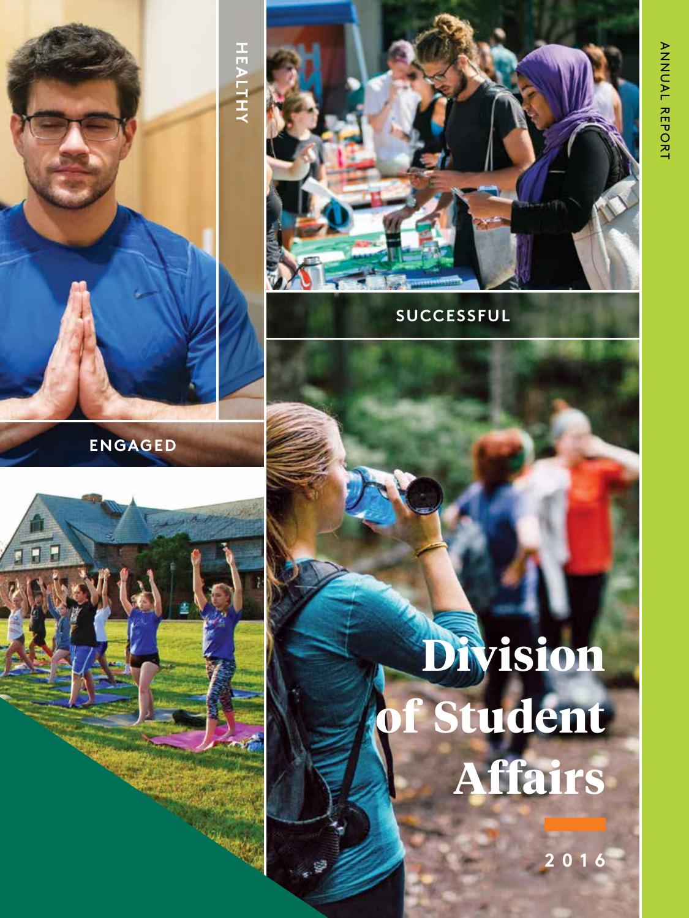ANNUAL REPORT

HEALTHY

SUCCESSFUL

ENGAGED

# Division of Student Affairs

2016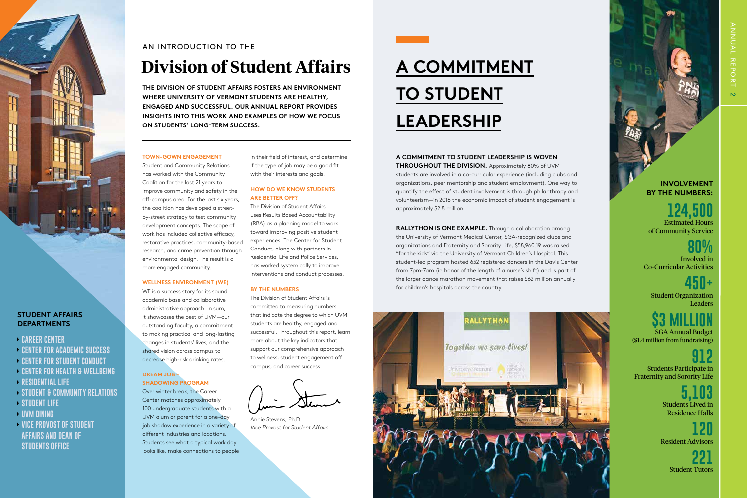AN INTRODUCTION TO THE

# Division of Student Affairs

**THE DIVISION OF STUDENT AFFAIRS FOSTERS AN ENVIRONMENT WHERE UNIVERSITY OF VERMONT STUDENTS ARE HEALTHY, ENGAGED AND SUCCESSFUL. OUR ANNUAL REPORT PROVIDES INSIGHTS INTO THIS WORK AND EXAMPLES OF HOW WE FOCUS ON STUDENTS' LONG-TERM SUCCESS.**

### TOWN-GOWN ENGAGEMENT

Student and Community Relations has worked with the Community Coalition for the last 21 years to improve community and safety in the off-campus area. For the last six years, the coalition has developed a street-by-street strategy to test community development concepts. The scope of work has included collective efficacy, restorative practices, community-based research, and crime prevention through environmental design. The result is a more engaged community.

### WELLNESS ENVIRONMENT (WE)

WE is a success story for its sound academic base and collaborative administrative approach. In sum, it showcases the best of UVM—our outstanding faculty, a commitment to making practical and long-lasting changes in students' lives, and the shared vision across campus to decrease high-risk drinking rates.

### DREAM JOB – SHADOWING PROGRAM

Over winter break, the Career Center matches approximately 100 undergraduate students with a UVM alum or parent for a one-day job shadow experience in a variety of different industries and locations. Students see what a typical work day looks like, make connections to people in their field of interest, and determine if the type of job may be a good fit with their interests and goals.

### HOW DO WE KNOW STUDENTS ARE BETTER OFF?

The Division of Student Affairs uses Results Based Accountability (RBA) as a planning model to work toward improving positive student experiences. The Center for Student Conduct, along with partners in Residential Life and Police Services, has worked systemically to improve interventions and conduct processes.

### BY THE NUMBERS

The Division of Student Affairs is committed to measuring numbers that indicate the degree to which UVM students are healthy, engaged and successful. Throughout this report, learn more about the key indicators that support our comprehensive approach to wellness, student engagement off campus, and career success.

Annie Stevens, Ph.D.
*Vice Provost for Student Affairs*

### STUDENT AFFAIRS DEPARTMENTS

- CAREER CENTER
- CENTER FOR ACADEMIC SUCCESS
- CENTER FOR STUDENT CONDUCT
- CENTER FOR HEALTH & WELLBEING
- RESIDENTIAL LIFE
- STUDENT & COMMUNITY RELATIONS
- STUDENT LIFE
- UVM DINING
- VICE PROVOST OF STUDENT AFFAIRS AND DEAN OF STUDENTS OFFICE

# A COMMITMENT TO STUDENT LEADERSHIP

**A COMMITMENT TO STUDENT LEADERSHIP IS WOVEN THROUGHOUT THE DIVISION.** Approximately 80% of UVM students are involved in a co-curricular experience (including clubs and organizations, peer mentorship and student employment). One way to quantify the effect of student involvement is through philanthropy and volunteerism—in 2016 the economic impact of student engagement is approximately $2.8 million.

**RALLYTHON IS ONE EXAMPLE.** Through a collaboration among the University of Vermont Medical Center, SGA-recognized clubs and organizations and Fraternity and Sorority Life, $58,960.19 was raised "for the kids" via the University of Vermont Children's Hospital. This student-led program hosted 632 registered dancers in the Davis Center from 7pm-7am (in honor of the length of a nurse's shift) and is part of the larger dance marathon movement that raises $62 million annually for children's hospitals across the country.

### INVOLVEMENT BY THE NUMBERS:

**124,500**
Estimated Hours of Community Service

**80%**
Involved in Co-Curricular Activities

**450+**
Student Organization Leaders

**$3 MILLION**
SGA Annual Budget ($1.4 million from fundraising)

**912**
Students Participate in Fraternity and Sorority Life

**5,103**
Students Lived in Residence Halls

**120**
Resident Advisors

**221**
Student Tutors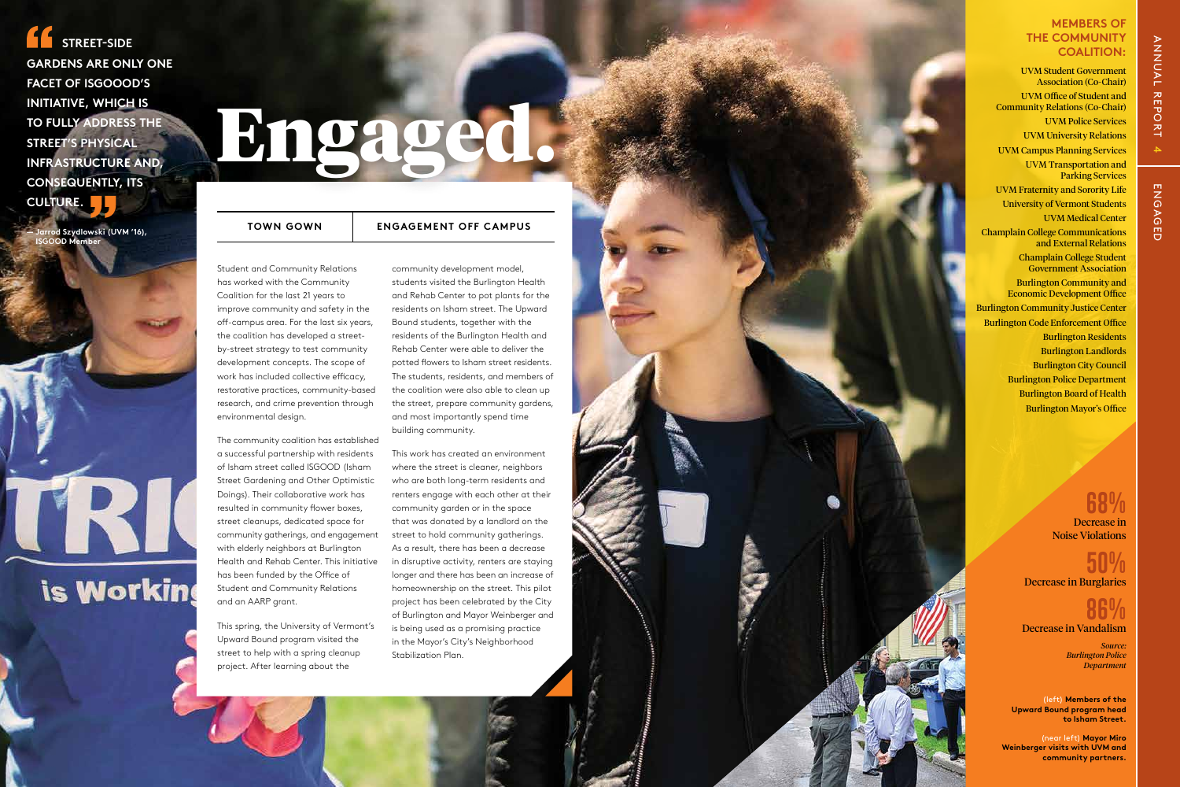> STREET-SIDE GARDENS ARE ONLY ONE FACET OF ISGOOOD'S INITIATIVE, WHICH IS TO FULLY ADDRESS THE STREET'S PHYSICAL INFRASTRUCTURE AND, CONSEQUENTLY, ITS CULTURE.
>
> — Jarrod Szydlowski (UVM '16), ISGOOD Member

# Engaged.

**TOWN GOWN** | **ENGAGEMENT OFF CAMPUS**

Student and Community Relations has worked with the Community Coalition for the last 21 years to improve community and safety in the off-campus area. For the last six years, the coalition has developed a street-by-street strategy to test community development concepts. The scope of work has included collective efficacy, restorative practices, community-based research, and crime prevention through environmental design.

The community coalition has established a successful partnership with residents of Isham street called ISGOOD (Isham Street Gardening and Other Optimistic Doings). Their collaborative work has resulted in community flower boxes, street cleanups, dedicated space for community gatherings, and engagement with elderly neighbors at Burlington Health and Rehab Center. This initiative has been funded by the Office of Student and Community Relations and an AARP grant.

This spring, the University of Vermont's Upward Bound program visited the street to help with a spring cleanup project. After learning about the community development model, students visited the Burlington Health and Rehab Center to pot plants for the residents on Isham street. The Upward Bound students, together with the residents of the Burlington Health and Rehab Center were able to deliver the potted flowers to Isham street residents. The students, residents, and members of the coalition were also able to clean up the street, prepare community gardens, and most importantly spend time building community.

This work has created an environment where the street is cleaner, neighbors who are both long-term residents and renters engage with each other at their community garden or in the space that was donated by a landlord on the street to hold community gatherings. As a result, there has been a decrease in disruptive activity, renters are staying longer and there has been an increase of homeownership on the street. This pilot project has been celebrated by the City of Burlington and Mayor Weinberger and is being used as a promising practice in the Mayor's City's Neighborhood Stabilization Plan.

## MEMBERS OF THE COMMUNITY COALITION:

- UVM Student Government Association (Co-Chair)
- UVM Office of Student and Community Relations (Co-Chair)
- UVM Police Services
- UVM University Relations
- UVM Campus Planning Services
- UVM Transportation and Parking Services
- UVM Fraternity and Sorority Life
- University of Vermont Students
- UVM Medical Center
- Champlain College Communications and External Relations
- Champlain College Student Government Association
- Burlington Community and Economic Development Office
- Burlington Community Justice Center
- Burlington Code Enforcement Office
- Burlington Residents
- Burlington Landlords
- Burlington City Council
- Burlington Police Department
- Burlington Board of Health
- Burlington Mayor's Office

**68%** Decrease in Noise Violations

**50%** Decrease in Burglaries

**86%** Decrease in Vandalism

*Source: Burlington Police Department*

(left) **Members of the Upward Bound program head to Isham Street.**

(near left) **Mayor Miro Weinberger visits with UVM and community partners.**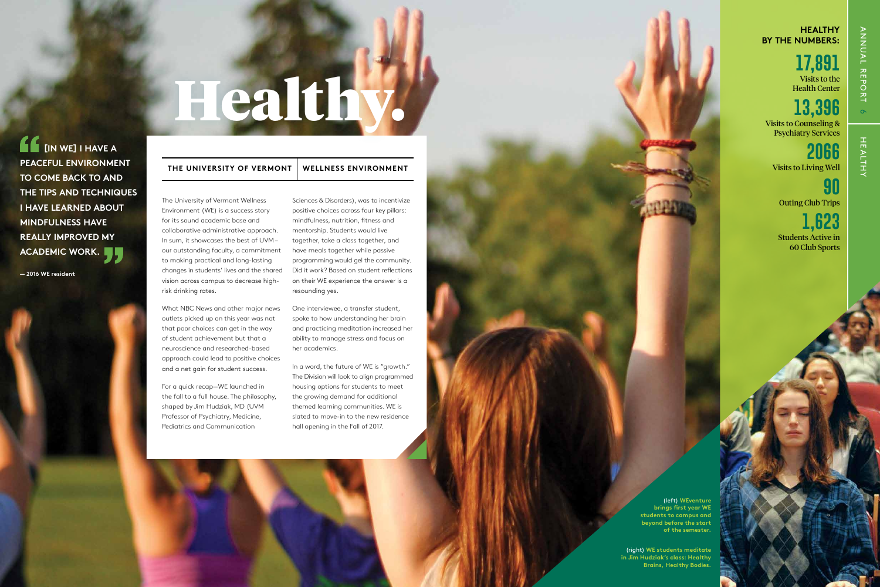# Healthy.

> [IN WE] I HAVE A PEACEFUL ENVIRONMENT TO COME BACK TO AND THE TIPS AND TECHNIQUES I HAVE LEARNED ABOUT MINDFULNESS HAVE REALLY IMPROVED MY ACADEMIC WORK.
>
> — 2016 WE resident

## THE UNIVERSITY OF VERMONT | WELLNESS ENVIRONMENT

The University of Vermont Wellness Environment (WE) is a success story for its sound academic base and collaborative administrative approach. In sum, it showcases the best of UVM – our outstanding faculty, a commitment to making practical and long-lasting changes in students' lives and the shared vision across campus to decrease high-risk drinking rates.

What NBC News and other major news outlets picked up on this year was not that poor choices can get in the way of student achievement but that a neuroscience and researched-based approach could lead to positive choices and a net gain for student success.

For a quick recap—WE launched in the fall to a full house. The philosophy, shaped by Jim Hudziak, MD (UVM Professor of Psychiatry, Medicine, Pediatrics and Communication Sciences & Disorders), was to incentivize positive choices across four key pillars: mindfulness, nutrition, fitness and mentorship. Students would live together, take a class together, and have meals together while passive programming would gel the community. Did it work? Based on student reflections on their WE experience the answer is a resounding yes.

One interviewee, a transfer student, spoke to how understanding her brain and practicing meditation increased her ability to manage stress and focus on her academics.

In a word, the future of WE is "growth." The Division will look to align programmed housing options for students to meet the growing demand for additional themed learning communities. WE is slated to move-in to the new residence hall opening in the Fall of 2017.

## HEALTHY BY THE NUMBERS:

**17,891**
Visits to the Health Center

**13,396**
Visits to Counseling & Psychiatry Services

**2066**
Visits to Living Well

**90**
Outing Club Trips

**1,623**
Students Active in 60 Club Sports

(left) WEventure brings first year WE students to campus and beyond before the start of the semester.

(right) WE students meditate in Jim Hudziak's class: Healthy Brains, Healthy Bodies.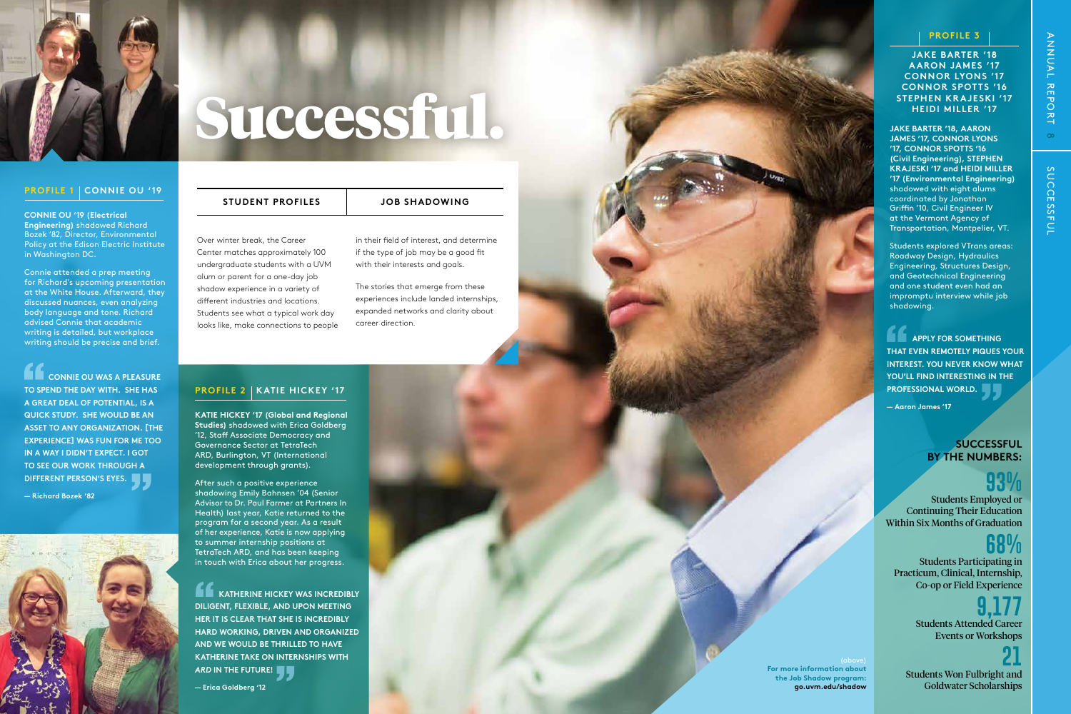# Successful.

**STUDENT PROFILES** | **JOB SHADOWING**

Over winter break, the Career Center matches approximately 100 undergraduate students with a UVM alum or parent for a one-day job shadow experience in a variety of different industries and locations. Students see what a typical work day looks like, make connections to people in their field of interest, and determine if the type of job may be a good fit with their interests and goals.

The stories that emerge from these experiences include landed internships, expanded networks and clarity about career direction.

## PROFILE 1 | CONNIE OU '19

**CONNIE OU '19 (Electrical Engineering)** shadowed Richard Bozek '82, Director, Environmental Policy at the Edison Electric Institute in Washington DC.

Connie attended a prep meeting for Richard's upcoming presentation at the White House. Afterward, they discussed nuances, even analyzing body language and tone. Richard advised Connie that academic writing is detailed, but workplace writing should be precise and brief.

> **CONNIE OU WAS A PLEASURE TO SPEND THE DAY WITH. SHE HAS A GREAT DEAL OF POTENTIAL, IS A QUICK STUDY. SHE WOULD BE AN ASSET TO ANY ORGANIZATION. [THE EXPERIENCE] WAS FUN FOR ME TOO IN A WAY I DIDN'T EXPECT. I GOT TO SEE OUR WORK THROUGH A DIFFERENT PERSON'S EYES.**
>
> **— Richard Bozek '82**

## PROFILE 2 | KATIE HICKEY '17

**KATIE HICKEY '17 (Global and Regional Studies)** shadowed with Erica Goldberg '12, Staff Associate Democracy and Governance Sector at TetraTech ARD, Burlington, VT (International development through grants).

After such a positive experience shadowing Emily Bahnsen '04 (Senior Advisor to Dr. Paul Farmer at Partners In Health) last year, Katie returned to the program for a second year. As a result of her experience, Katie is now applying to summer internship positions at TetraTech ARD, and has been keeping in touch with Erica about her progress.

> **KATHERINE HICKEY WAS INCREDIBLY DILIGENT, FLEXIBLE, AND UPON MEETING HER IT IS CLEAR THAT SHE IS INCREDIBLY HARD WORKING, DRIVEN AND ORGANIZED AND WE WOULD BE THRILLED TO HAVE KATHERINE TAKE ON INTERNSHIPS WITH *ARD* IN THE FUTURE!**
>
> **— Erica Goldberg '12**

## PROFILE 3

**JAKE BARTER '18**
**AARON JAMES '17**
**CONNOR LYONS '17**
**CONNOR SPOTTS '16**
**STEPHEN KRAJESKI '17**
**HEIDI MILLER '17**

**JAKE BARTER '18, AARON JAMES '17, CONNOR LYONS '17, CONNOR SPOTTS '16 (Civil Engineering), STEPHEN KRAJESKI '17 and HEIDI MILLER '17 (Environmental Engineering)** shadowed with eight alums coordinated by Jonathan Griffin '10, Civil Engineer IV at the Vermont Agency of Transportation, Montpelier, VT.

Students explored VTrans areas: Roadway Design, Hydraulics Engineering, Structures Design, and Geotechnical Engineering and one student even had an impromptu interview while job shadowing.

> **APPLY FOR SOMETHING THAT EVEN REMOTELY PIQUES YOUR INTEREST. YOU NEVER KNOW WHAT YOU'LL FIND INTERESTING IN THE PROFESSIONAL WORLD.**
>
> **— Aaron James '17**

## SUCCESSFUL BY THE NUMBERS:

**93%**
Students Employed or Continuing Their Education Within Six Months of Graduation

**68%**
Students Participating in Practicum, Clinical, Internship, Co-op or Field Experience

**9,177**
Students Attended Career Events or Workshops

**21**
Students Won Fulbright and Goldwater Scholarships

(above)
**For more information about the Job Shadow program: go.uvm.edu/shadow**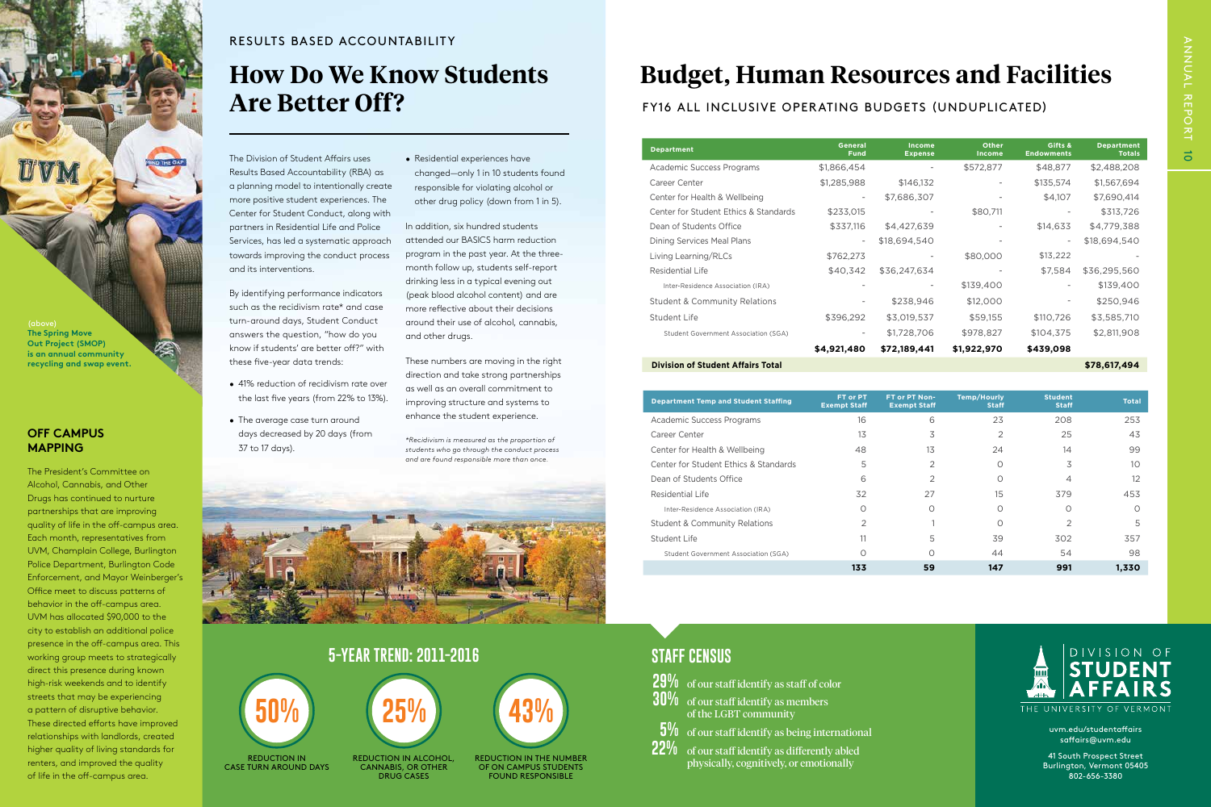(above)
**The Spring Move Out Project (SMOP) is an annual community recycling and swap event.**

### OFF CAMPUS MAPPING

The President's Committee on Alcohol, Cannabis, and Other Drugs has continued to nurture partnerships that are improving quality of life in the off-campus area. Each month, representatives from UVM, Champlain College, Burlington Police Department, Burlington Code Enforcement, and Mayor Weinberger's Office meet to discuss patterns of behavior in the off-campus area. UVM has allocated $90,000 to the city to establish an additional police presence in the off-campus area. This working group meets to strategically direct this presence during known high-risk weekends and to identify streets that may be experiencing a pattern of disruptive behavior. These directed efforts have improved relationships with landlords, created higher quality of living standards for renters, and improved the quality of life in the off-campus area.

RESULTS BASED ACCOUNTABILITY

# How Do We Know Students Are Better Off?

The Division of Student Affairs uses Results Based Accountability (RBA) as a planning model to intentionally create more positive student experiences. The Center for Student Conduct, along with partners in Residential Life and Police Services, has led a systematic approach towards improving the conduct process and its interventions.

By identifying performance indicators such as the recidivism rate* and case turn-around days, Student Conduct answers the question, "how do you know if students' are better off?" with these five-year data trends:

- 41% reduction of recidivism rate over the last five years (from 22% to 13%).
- The average case turn around days decreased by 20 days (from 37 to 17 days).
- Residential experiences have changed—only 1 in 10 students found responsible for violating alcohol or other drug policy (down from 1 in 5).

In addition, six hundred students attended our BASICS harm reduction program in the past year. At the three-month follow up, students self-report drinking less in a typical evening out (peak blood alcohol content) and are more reflective about their decisions around their use of alcohol, cannabis, and other drugs.

These numbers are moving in the right direction and take strong partnerships as well as an overall commitment to improving structure and systems to enhance the student experience.

*Recidivism is measured as the proportion of students who go through the conduct process and are found responsible more than once.*

## 5-YEAR TREND: 2011-2016

50%
REDUCTION IN CASE TURN AROUND DAYS

25%
REDUCTION IN ALCOHOL, CANNABIS, OR OTHER DRUG CASES

43%
REDUCTION IN THE NUMBER OF ON CAMPUS STUDENTS FOUND RESPONSIBLE

# Budget, Human Resources and Facilities

FY16 ALL INCLUSIVE OPERATING BUDGETS (UNDUPLICATED)

| Department | General Fund | Income Expense | Other Income | Gifts & Endowments | Department Totals |
|---|---|---|---|---|---|
| Academic Success Programs | $1,866,454 | - | $572,877 | $48,877 | $2,488,208 |
| Career Center | $1,285,988 | $146,132 | - | $135,574 | $1,567,694 |
| Center for Health & Wellbeing | - | $7,686,307 | - | $4,107 | $7,690,414 |
| Center for Student Ethics & Standards | $233,015 | - | $80,711 | - | $313,726 |
| Dean of Students Office | $337,116 | $4,427,639 | - | $14,633 | $4,779,388 |
| Dining Services Meal Plans | - | $18,694,540 | - | - | $18,694,540 |
| Living Learning/RLCs | $762,273 | - | $80,000 | $13,222 | - |
| Residential Life | $40,342 | $36,247,634 | - | $7,584 | $36,295,560 |
| Inter-Residence Association (IRA) | - | - | $139,400 | - | $139,400 |
| Student & Community Relations | - | $238,946 | $12,000 | - | $250,946 |
| Student Life | $396,292 | $3,019,537 | $59,155 | $110,726 | $3,585,710 |
| Student Government Association (SGA) | - | $1,728,706 | $978,827 | $104,375 | $2,811,908 |
| | **$4,921,480** | **$72,189,441** | **$1,922,970** | **$439,098** | |
| **Division of Student Affairs Total** | | | | | **$78,617,494** |

| Department Temp and Student Staffing | FT or PT Exempt Staff | FT or PT Non-Exempt Staff | Temp/Hourly Staff | Student Staff | Total |
|---|---|---|---|---|---|
| Academic Success Programs | 16 | 6 | 23 | 208 | 253 |
| Career Center | 13 | 3 | 2 | 25 | 43 |
| Center for Health & Wellbeing | 48 | 13 | 24 | 14 | 99 |
| Center for Student Ethics & Standards | 5 | 2 | 0 | 3 | 10 |
| Dean of Students Office | 6 | 2 | 0 | 4 | 12 |
| Residential Life | 32 | 27 | 15 | 379 | 453 |
| Inter-Residence Association (IRA) | 0 | 0 | 0 | 0 | 0 |
| Student & Community Relations | 2 | 1 | 0 | 2 | 5 |
| Student Life | 11 | 5 | 39 | 302 | 357 |
| Student Government Association (SGA) | 0 | 0 | 44 | 54 | 98 |
| | **133** | **59** | **147** | **991** | **1,330** |

## STAFF CENSUS

**29%** of our staff identify as staff of color

**30%** of our staff identify as members of the LGBT community

**5%** of our staff identify as being international

**22%** of our staff identify as differently abled physically, cognitively, or emotionally

DIVISION OF STUDENT AFFAIRS
THE UNIVERSITY OF VERMONT

uvm.edu/studentaffairs
saffairs@uvm.edu

41 South Prospect Street
Burlington, Vermont 05405
802-656-3380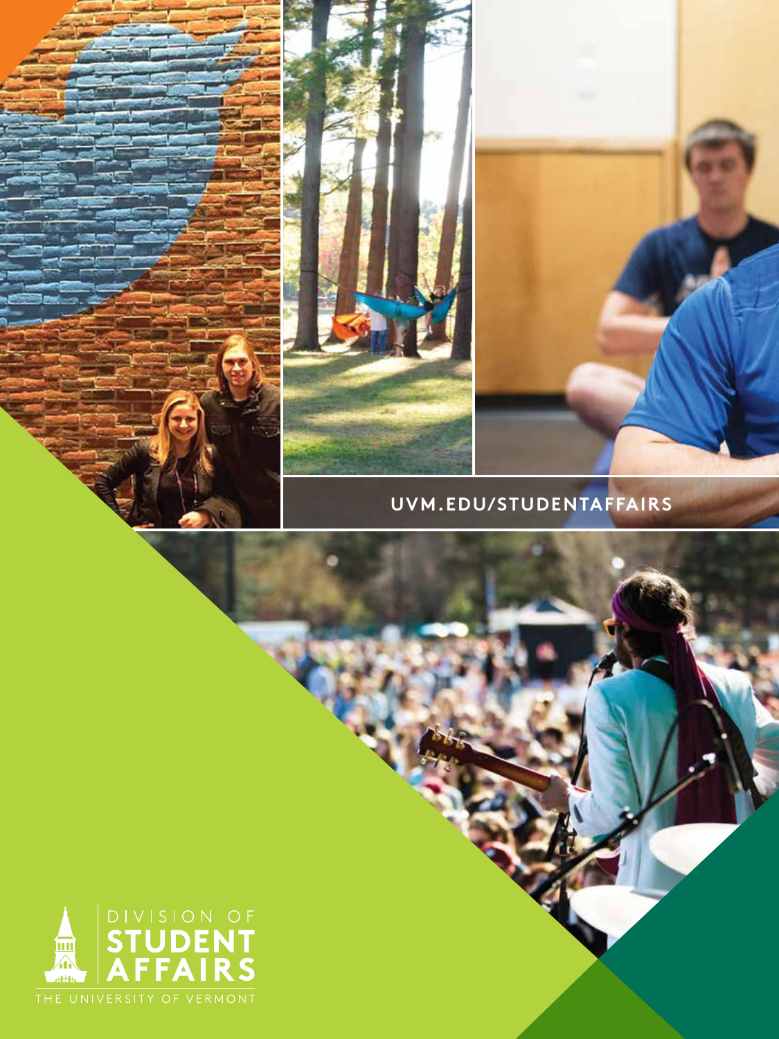UVM.EDU/STUDENTAFFAIRS

DIVISION OF
**STUDENT AFFAIRS**
THE UNIVERSITY OF VERMONT